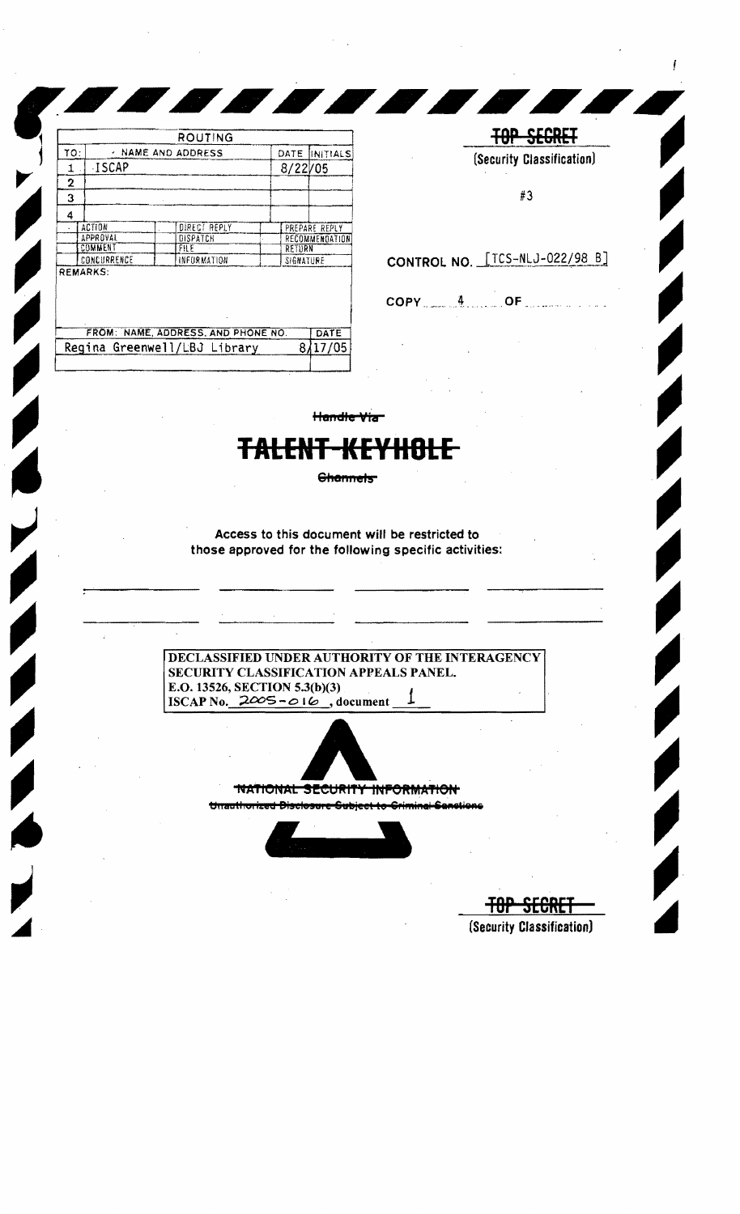| ROUTING | | | |
|---|---|---|---|
| TO: | NAME AND ADDRESS | DATE | INITIALS |
| 1 | ISCAP | 8/22/05 | |
| 2 | | | |
| 3 | | | |
| 4 | | | |

| | | |
|---|---|---|
| ACTION | DIRECT REPLY | PREPARE REPLY |
| APPROVAL | DISPATCH | RECOMMENDATION |
| COMMENT | FILE | RETURN |
| CONCURRENCE | INFORMATION | SIGNATURE |

REMARKS:

| FROM: NAME, ADDRESS, AND PHONE NO. | DATE |
|---|---|
| Regina Greenwell/LBJ Library | 8/17/05 |

~~TOP SECRET~~

(Security Classification)

#3

CONTROL NO. [TCS-NLJ-022/98 B]

COPY 4 OF

~~Handle Via~~

# ~~TALENT-KEYHOLE~~

~~Channels~~

Access to this document will be restricted to those approved for the following specific activities:

**DECLASSIFIED UNDER AUTHORITY OF THE INTERAGENCY SECURITY CLASSIFICATION APPEALS PANEL.**
**E.O. 13526, SECTION 5.3(b)(3)**
**ISCAP No. 2005-016, document 1**

~~NATIONAL SECURITY INFORMATION~~

~~Unauthorized Disclosure Subject to Criminal Sanctions~~

~~TOP SECRET~~

(Security Classification)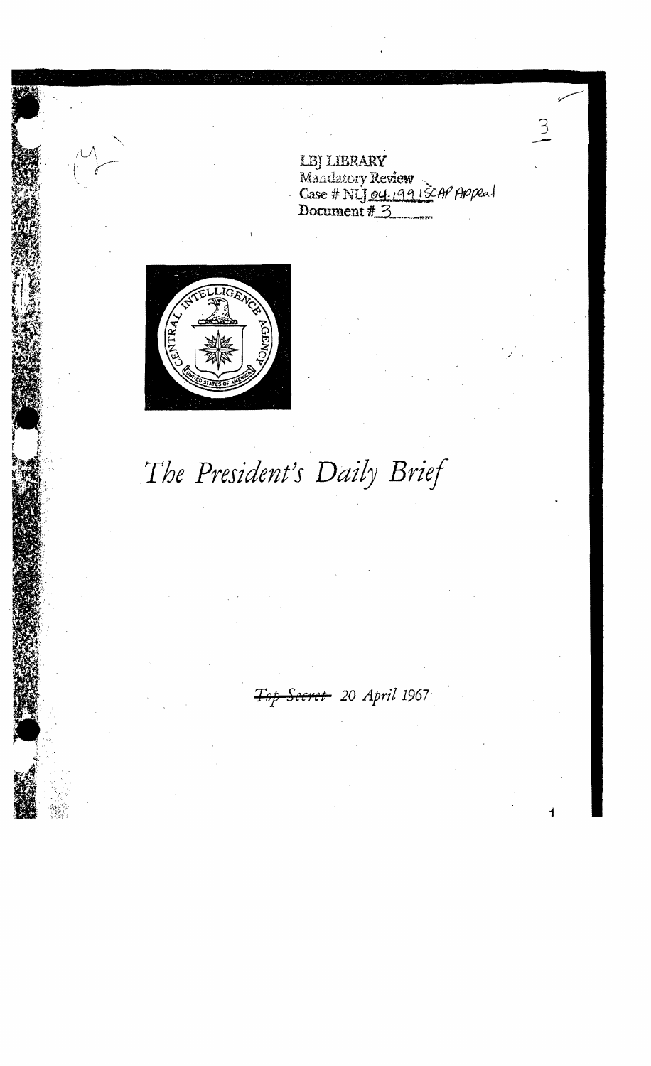LBJ LIBRARY
Mandatory Review
Case # NLJ 04.199 1SCAP Appeal
Document # 3

# *The President's Daily Brief*

~~*Top Secret*~~ *20 April 1967*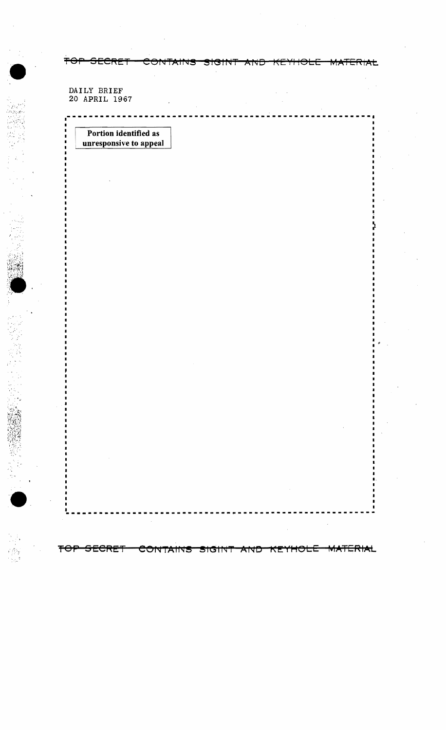DAILY BRIEF
20 APRIL 1967

Portion identified as unresponsive to appeal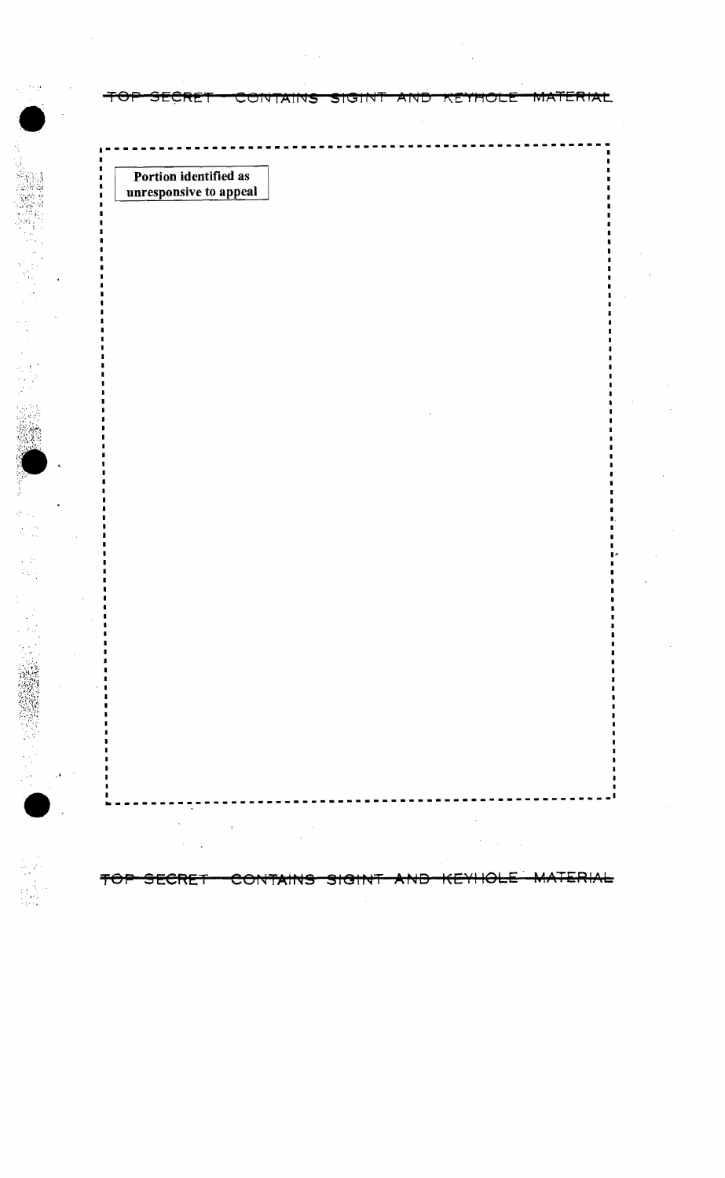**Portion identified as unresponsive to appeal**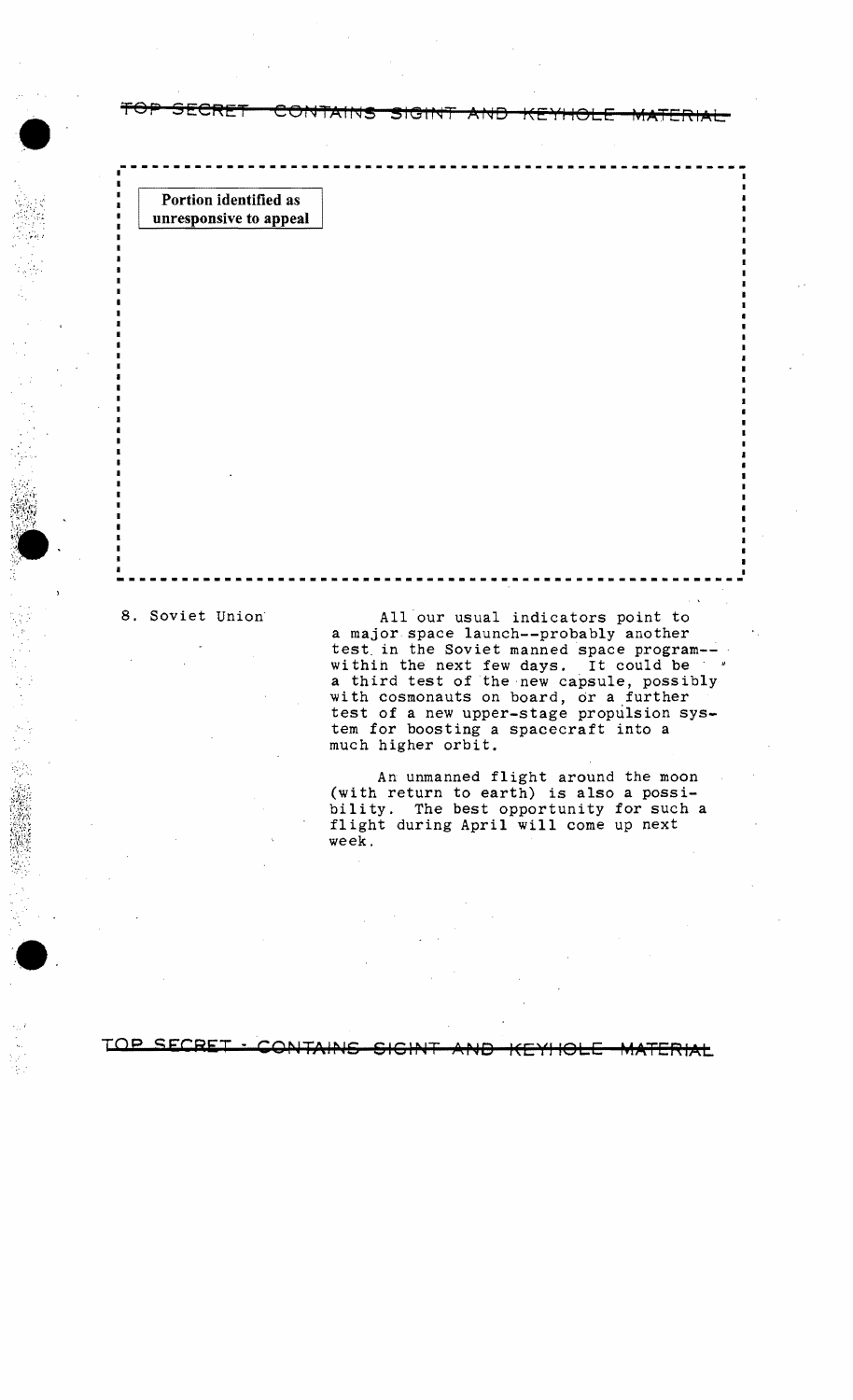TOP SECRET - CONTAINS SIGINT AND KEYHOLE MATERIAL

Portion identified as unresponsive to appeal

8. Soviet Union

All our usual indicators point to a major space launch--probably another test in the Soviet manned space program--within the next few days. It could be a third test of the new capsule, possibly with cosmonauts on board, or a further test of a new upper-stage propulsion system for boosting a spacecraft into a much higher orbit.

An unmanned flight around the moon (with return to earth) is also a possibility. The best opportunity for such a flight during April will come up next week.

TOP SECRET - CONTAINS SIGINT AND KEYHOLE MATERIAL